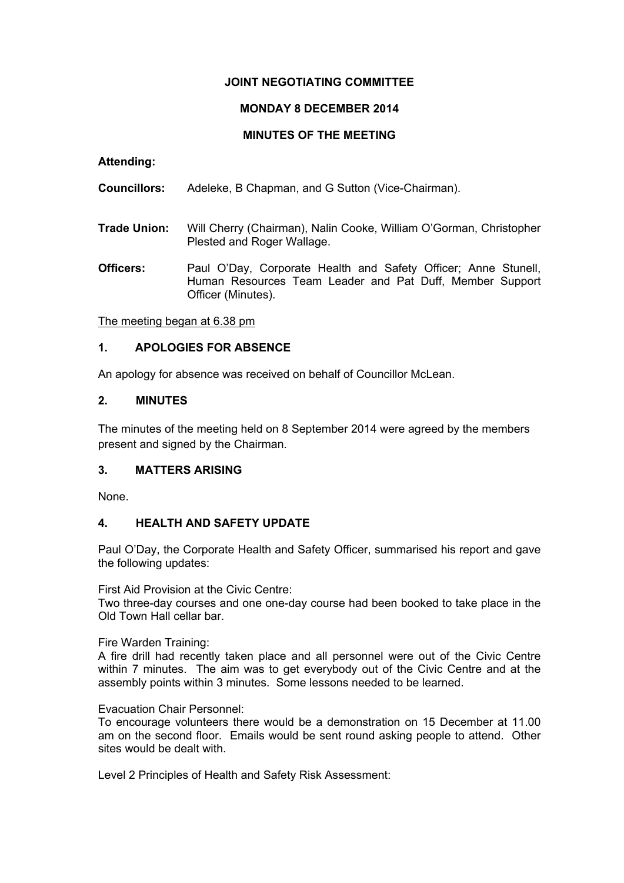# JOINT NEGOTIATING COMMITTEE

## MONDAY 8 DECEMBER 2014

## MINUTES OF THE MEETING

**Attending:**

**Councillors:** Adeleke, B Chapman, and G Sutton (Vice-Chairman).

**Trade Union:** Will Cherry (Chairman), Nalin Cooke, William O'Gorman, Christopher Plested and Roger Wallage.

**Officers:** Paul O'Day, Corporate Health and Safety Officer; Anne Stunell, Human Resources Team Leader and Pat Duff, Member Support Officer (Minutes).

The meeting began at 6.38 pm

### 1. APOLOGIES FOR ABSENCE

An apology for absence was received on behalf of Councillor McLean.

### 2. MINUTES

The minutes of the meeting held on 8 September 2014 were agreed by the members present and signed by the Chairman.

### 3. MATTERS ARISING

None.

### 4. HEALTH AND SAFETY UPDATE

Paul O'Day, the Corporate Health and Safety Officer, summarised his report and gave the following updates:

First Aid Provision at the Civic Centre:
Two three-day courses and one one-day course had been booked to take place in the Old Town Hall cellar bar.

Fire Warden Training:
A fire drill had recently taken place and all personnel were out of the Civic Centre within 7 minutes. The aim was to get everybody out of the Civic Centre and at the assembly points within 3 minutes. Some lessons needed to be learned.

Evacuation Chair Personnel:
To encourage volunteers there would be a demonstration on 15 December at 11.00 am on the second floor. Emails would be sent round asking people to attend. Other sites would be dealt with.

Level 2 Principles of Health and Safety Risk Assessment: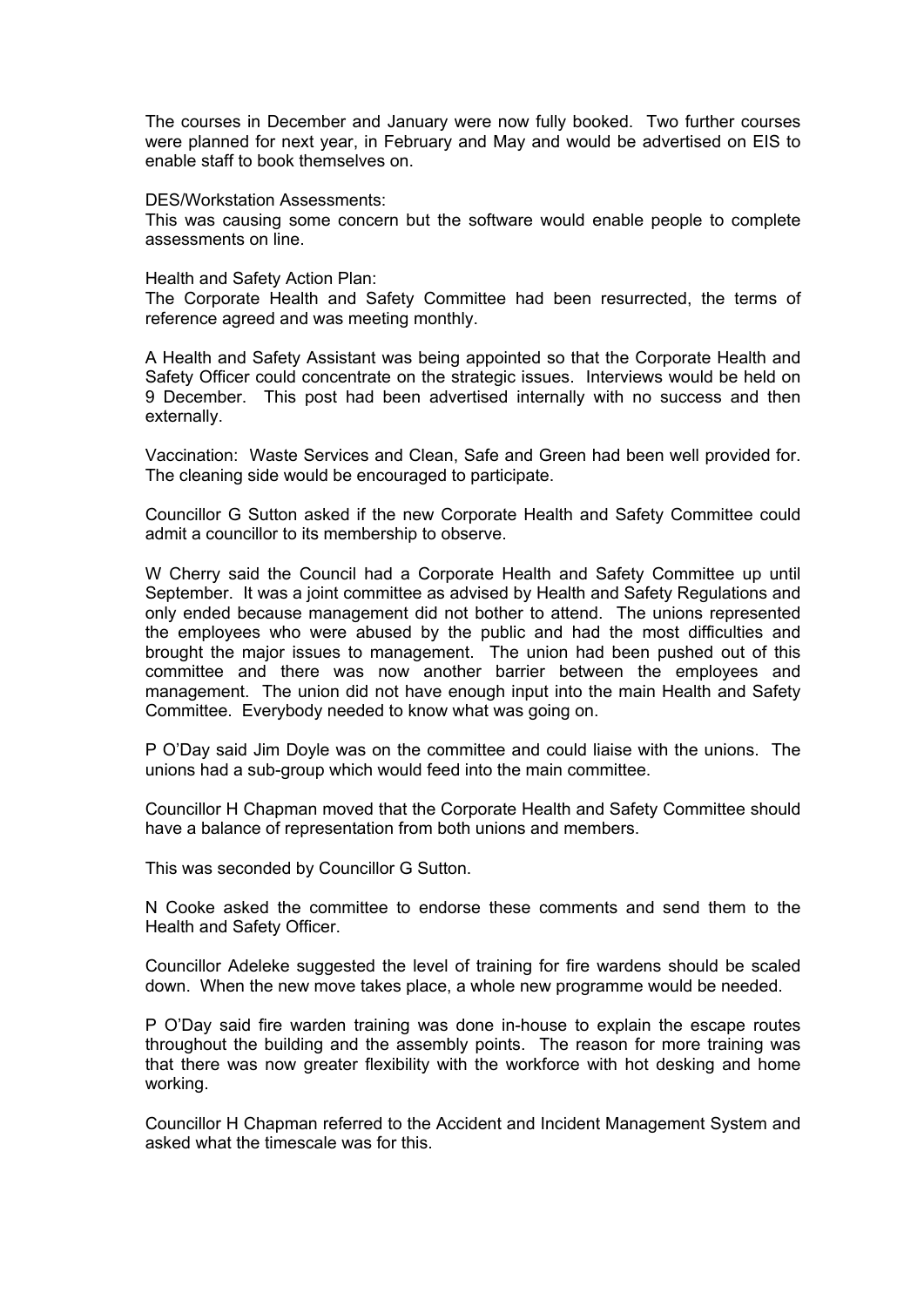The courses in December and January were now fully booked. Two further courses were planned for next year, in February and May and would be advertised on EIS to enable staff to book themselves on.

DES/Workstation Assessments:
This was causing some concern but the software would enable people to complete assessments on line.

Health and Safety Action Plan:
The Corporate Health and Safety Committee had been resurrected, the terms of reference agreed and was meeting monthly.

A Health and Safety Assistant was being appointed so that the Corporate Health and Safety Officer could concentrate on the strategic issues. Interviews would be held on 9 December. This post had been advertised internally with no success and then externally.

Vaccination: Waste Services and Clean, Safe and Green had been well provided for. The cleaning side would be encouraged to participate.

Councillor G Sutton asked if the new Corporate Health and Safety Committee could admit a councillor to its membership to observe.

W Cherry said the Council had a Corporate Health and Safety Committee up until September. It was a joint committee as advised by Health and Safety Regulations and only ended because management did not bother to attend. The unions represented the employees who were abused by the public and had the most difficulties and brought the major issues to management. The union had been pushed out of this committee and there was now another barrier between the employees and management. The union did not have enough input into the main Health and Safety Committee. Everybody needed to know what was going on.

P O'Day said Jim Doyle was on the committee and could liaise with the unions. The unions had a sub-group which would feed into the main committee.

Councillor H Chapman moved that the Corporate Health and Safety Committee should have a balance of representation from both unions and members.

This was seconded by Councillor G Sutton.

N Cooke asked the committee to endorse these comments and send them to the Health and Safety Officer.

Councillor Adeleke suggested the level of training for fire wardens should be scaled down. When the new move takes place, a whole new programme would be needed.

P O'Day said fire warden training was done in-house to explain the escape routes throughout the building and the assembly points. The reason for more training was that there was now greater flexibility with the workforce with hot desking and home working.

Councillor H Chapman referred to the Accident and Incident Management System and asked what the timescale was for this.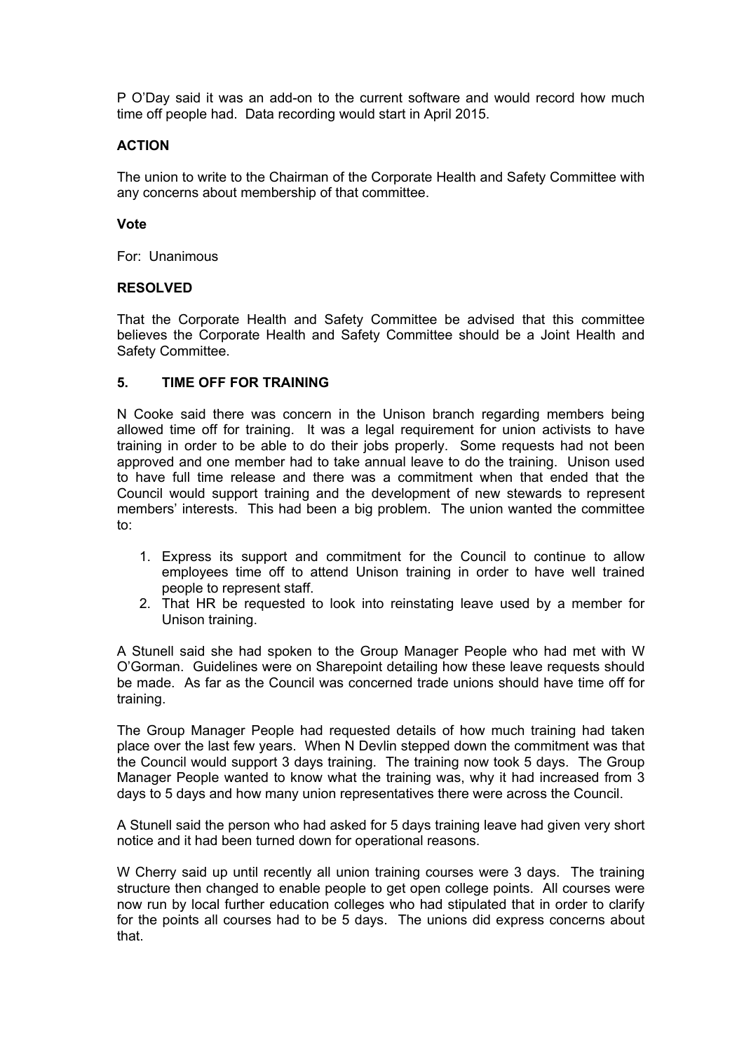P O'Day said it was an add-on to the current software and would record how much time off people had. Data recording would start in April 2015.

**ACTION**

The union to write to the Chairman of the Corporate Health and Safety Committee with any concerns about membership of that committee.

**Vote**

For: Unanimous

**RESOLVED**

That the Corporate Health and Safety Committee be advised that this committee believes the Corporate Health and Safety Committee should be a Joint Health and Safety Committee.

## 5. TIME OFF FOR TRAINING

N Cooke said there was concern in the Unison branch regarding members being allowed time off for training. It was a legal requirement for union activists to have training in order to be able to do their jobs properly. Some requests had not been approved and one member had to take annual leave to do the training. Unison used to have full time release and there was a commitment when that ended that the Council would support training and the development of new stewards to represent members' interests. This had been a big problem. The union wanted the committee to:

1. Express its support and commitment for the Council to continue to allow employees time off to attend Unison training in order to have well trained people to represent staff.
2. That HR be requested to look into reinstating leave used by a member for Unison training.

A Stunell said she had spoken to the Group Manager People who had met with W O'Gorman. Guidelines were on Sharepoint detailing how these leave requests should be made. As far as the Council was concerned trade unions should have time off for training.

The Group Manager People had requested details of how much training had taken place over the last few years. When N Devlin stepped down the commitment was that the Council would support 3 days training. The training now took 5 days. The Group Manager People wanted to know what the training was, why it had increased from 3 days to 5 days and how many union representatives there were across the Council.

A Stunell said the person who had asked for 5 days training leave had given very short notice and it had been turned down for operational reasons.

W Cherry said up until recently all union training courses were 3 days. The training structure then changed to enable people to get open college points. All courses were now run by local further education colleges who had stipulated that in order to clarify for the points all courses had to be 5 days. The unions did express concerns about that.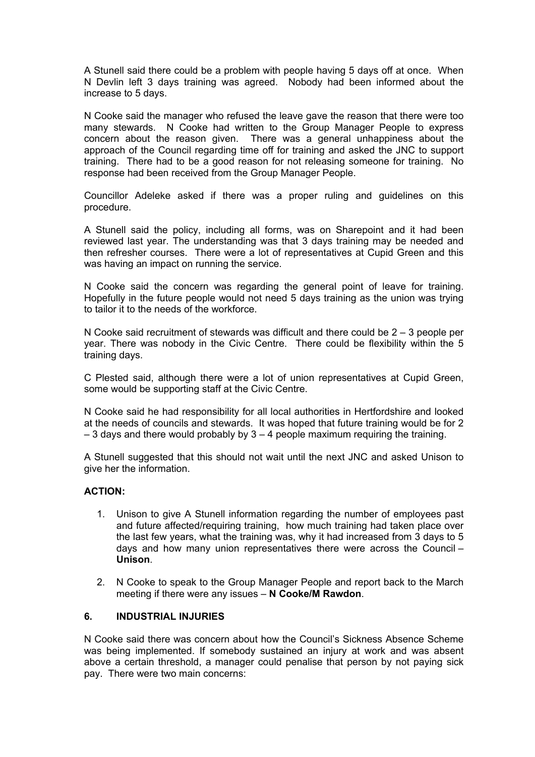A Stunell said there could be a problem with people having 5 days off at once. When N Devlin left 3 days training was agreed. Nobody had been informed about the increase to 5 days.

N Cooke said the manager who refused the leave gave the reason that there were too many stewards. N Cooke had written to the Group Manager People to express concern about the reason given. There was a general unhappiness about the approach of the Council regarding time off for training and asked the JNC to support training. There had to be a good reason for not releasing someone for training. No response had been received from the Group Manager People.

Councillor Adeleke asked if there was a proper ruling and guidelines on this procedure.

A Stunell said the policy, including all forms, was on Sharepoint and it had been reviewed last year. The understanding was that 3 days training may be needed and then refresher courses. There were a lot of representatives at Cupid Green and this was having an impact on running the service.

N Cooke said the concern was regarding the general point of leave for training. Hopefully in the future people would not need 5 days training as the union was trying to tailor it to the needs of the workforce.

N Cooke said recruitment of stewards was difficult and there could be 2 – 3 people per year. There was nobody in the Civic Centre. There could be flexibility within the 5 training days.

C Plested said, although there were a lot of union representatives at Cupid Green, some would be supporting staff at the Civic Centre.

N Cooke said he had responsibility for all local authorities in Hertfordshire and looked at the needs of councils and stewards. It was hoped that future training would be for 2 – 3 days and there would probably by 3 – 4 people maximum requiring the training.

A Stunell suggested that this should not wait until the next JNC and asked Unison to give her the information.

**ACTION:**

1. Unison to give A Stunell information regarding the number of employees past and future affected/requiring training, how much training had taken place over the last few years, what the training was, why it had increased from 3 days to 5 days and how many union representatives there were across the Council – **Unison**.

2. N Cooke to speak to the Group Manager People and report back to the March meeting if there were any issues – **N Cooke/M Rawdon**.

## 6. INDUSTRIAL INJURIES

N Cooke said there was concern about how the Council's Sickness Absence Scheme was being implemented. If somebody sustained an injury at work and was absent above a certain threshold, a manager could penalise that person by not paying sick pay. There were two main concerns: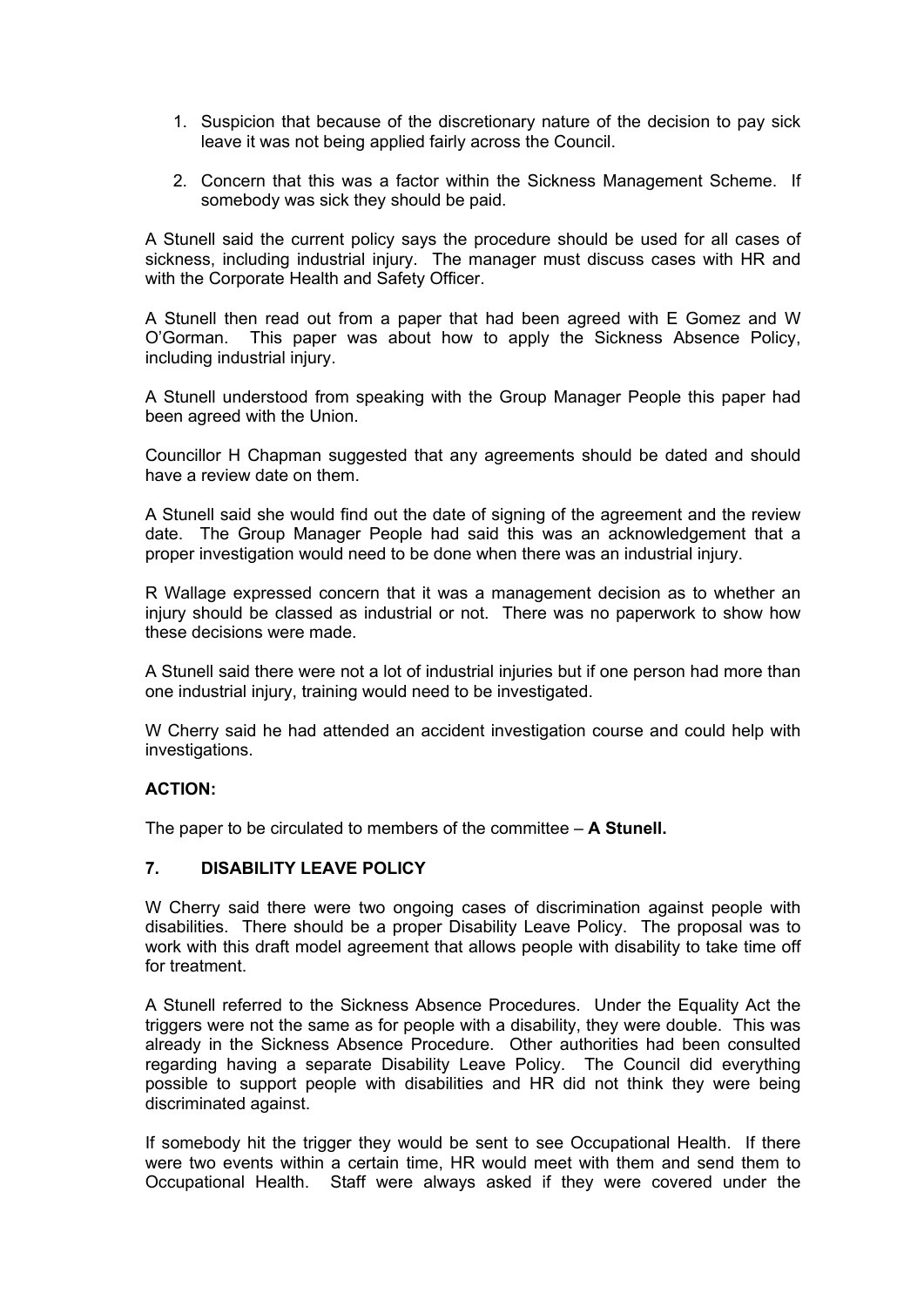1. Suspicion that because of the discretionary nature of the decision to pay sick leave it was not being applied fairly across the Council.

2. Concern that this was a factor within the Sickness Management Scheme. If somebody was sick they should be paid.

A Stunell said the current policy says the procedure should be used for all cases of sickness, including industrial injury. The manager must discuss cases with HR and with the Corporate Health and Safety Officer.

A Stunell then read out from a paper that had been agreed with E Gomez and W O'Gorman. This paper was about how to apply the Sickness Absence Policy, including industrial injury.

A Stunell understood from speaking with the Group Manager People this paper had been agreed with the Union.

Councillor H Chapman suggested that any agreements should be dated and should have a review date on them.

A Stunell said she would find out the date of signing of the agreement and the review date. The Group Manager People had said this was an acknowledgement that a proper investigation would need to be done when there was an industrial injury.

R Wallage expressed concern that it was a management decision as to whether an injury should be classed as industrial or not. There was no paperwork to show how these decisions were made.

A Stunell said there were not a lot of industrial injuries but if one person had more than one industrial injury, training would need to be investigated.

W Cherry said he had attended an accident investigation course and could help with investigations.

**ACTION:**

The paper to be circulated to members of the committee – **A Stunell.**

## 7. DISABILITY LEAVE POLICY

W Cherry said there were two ongoing cases of discrimination against people with disabilities. There should be a proper Disability Leave Policy. The proposal was to work with this draft model agreement that allows people with disability to take time off for treatment.

A Stunell referred to the Sickness Absence Procedures. Under the Equality Act the triggers were not the same as for people with a disability, they were double. This was already in the Sickness Absence Procedure. Other authorities had been consulted regarding having a separate Disability Leave Policy. The Council did everything possible to support people with disabilities and HR did not think they were being discriminated against.

If somebody hit the trigger they would be sent to see Occupational Health. If there were two events within a certain time, HR would meet with them and send them to Occupational Health. Staff were always asked if they were covered under the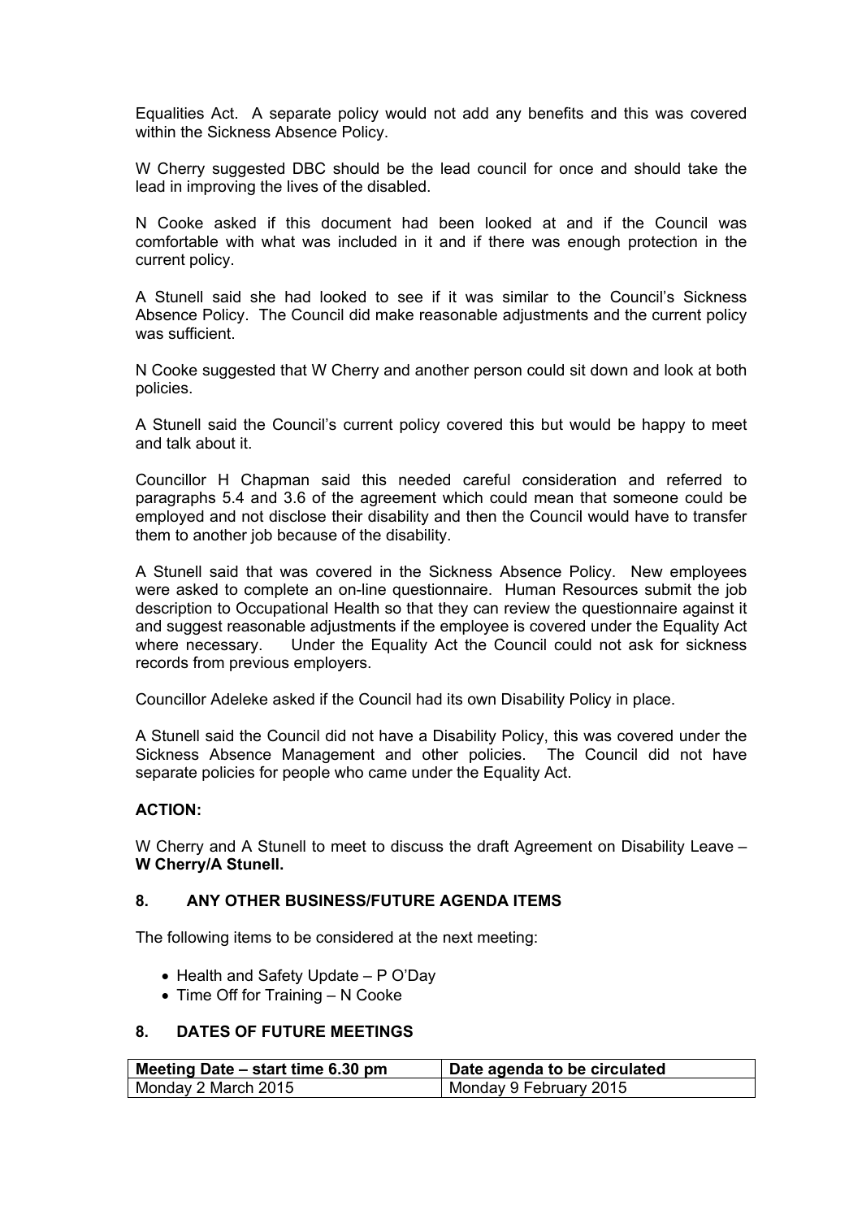Equalities Act. A separate policy would not add any benefits and this was covered within the Sickness Absence Policy.

W Cherry suggested DBC should be the lead council for once and should take the lead in improving the lives of the disabled.

N Cooke asked if this document had been looked at and if the Council was comfortable with what was included in it and if there was enough protection in the current policy.

A Stunell said she had looked to see if it was similar to the Council's Sickness Absence Policy. The Council did make reasonable adjustments and the current policy was sufficient.

N Cooke suggested that W Cherry and another person could sit down and look at both policies.

A Stunell said the Council's current policy covered this but would be happy to meet and talk about it.

Councillor H Chapman said this needed careful consideration and referred to paragraphs 5.4 and 3.6 of the agreement which could mean that someone could be employed and not disclose their disability and then the Council would have to transfer them to another job because of the disability.

A Stunell said that was covered in the Sickness Absence Policy. New employees were asked to complete an on-line questionnaire. Human Resources submit the job description to Occupational Health so that they can review the questionnaire against it and suggest reasonable adjustments if the employee is covered under the Equality Act where necessary. Under the Equality Act the Council could not ask for sickness records from previous employers.

Councillor Adeleke asked if the Council had its own Disability Policy in place.

A Stunell said the Council did not have a Disability Policy, this was covered under the Sickness Absence Management and other policies. The Council did not have separate policies for people who came under the Equality Act.

**ACTION:**

W Cherry and A Stunell to meet to discuss the draft Agreement on Disability Leave – **W Cherry/A Stunell.**

## 8. ANY OTHER BUSINESS/FUTURE AGENDA ITEMS

The following items to be considered at the next meeting:

- Health and Safety Update – P O'Day
- Time Off for Training – N Cooke

## 8. DATES OF FUTURE MEETINGS

| Meeting Date – start time 6.30 pm | Date agenda to be circulated |
|---|---|
| Monday 2 March 2015 | Monday 9 February 2015 |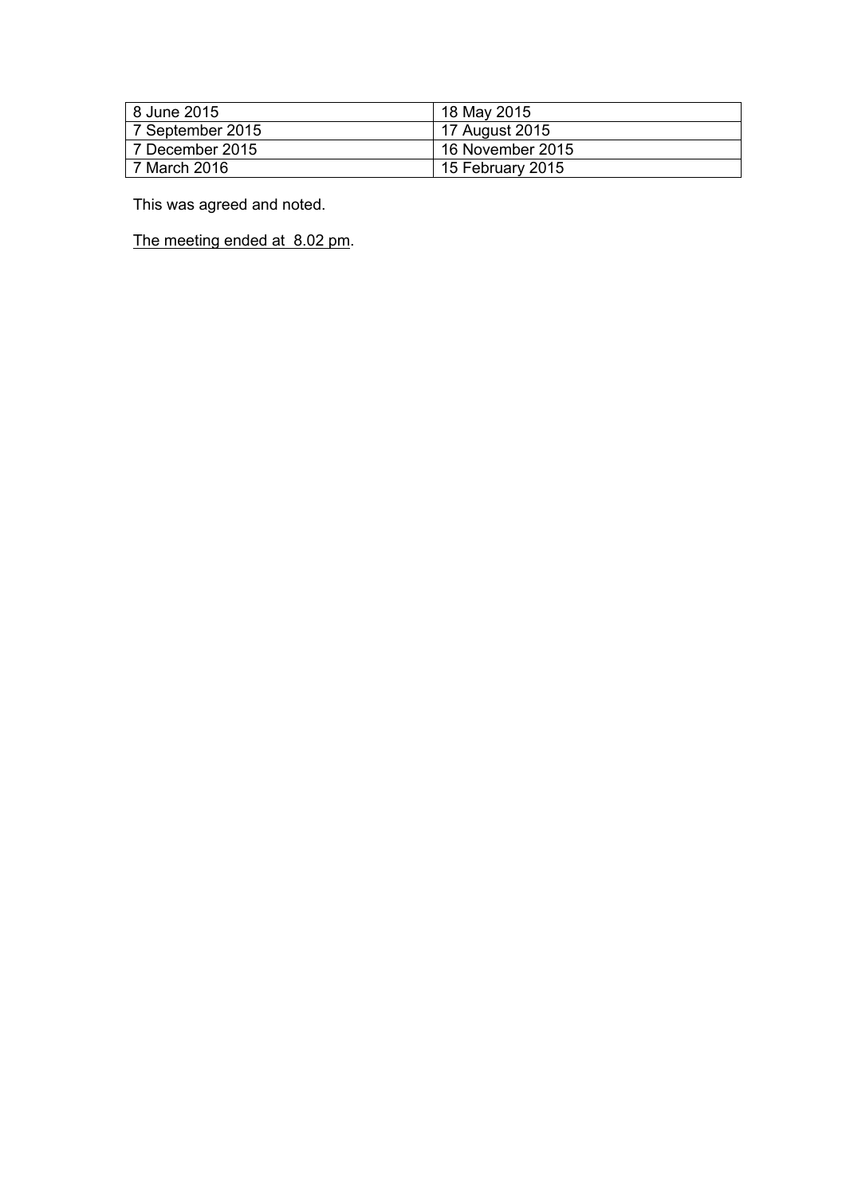| | |
|---|---|
| 8 June 2015 | 18 May 2015 |
| 7 September 2015 | 17 August 2015 |
| 7 December 2015 | 16 November 2015 |
| 7 March 2016 | 15 February 2015 |

This was agreed and noted.

The meeting ended at 8.02 pm.